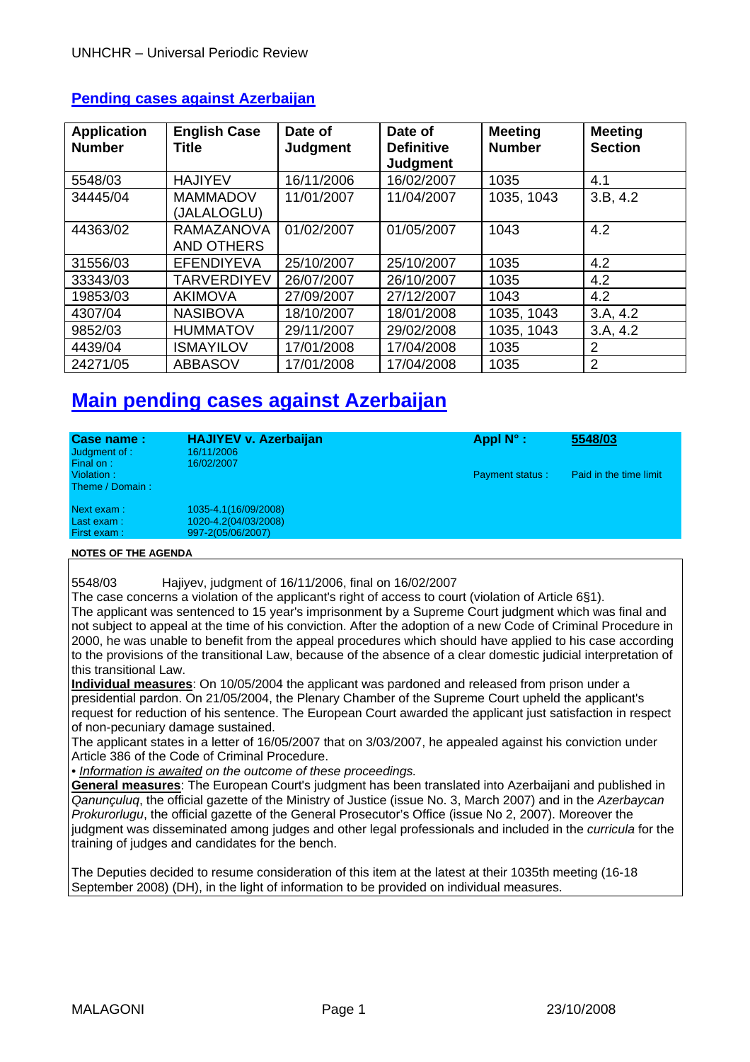## Pending cases against Azerbaijan

| Application Number | English Case Title | Date of Judgment | Date of Definitive Judgment | Meeting Number | Meeting Section |
|---|---|---|---|---|---|
| 5548/03 | HAJIYEV | 16/11/2006 | 16/02/2007 | 1035 | 4.1 |
| 34445/04 | MAMMADOV (JALALOGLU) | 11/01/2007 | 11/04/2007 | 1035, 1043 | 3.B, 4.2 |
| 44363/02 | RAMAZANOVA AND OTHERS | 01/02/2007 | 01/05/2007 | 1043 | 4.2 |
| 31556/03 | EFENDIYEVA | 25/10/2007 | 25/10/2007 | 1035 | 4.2 |
| 33343/03 | TARVERDIYEV | 26/07/2007 | 26/10/2007 | 1035 | 4.2 |
| 19853/03 | AKIMOVA | 27/09/2007 | 27/12/2007 | 1043 | 4.2 |
| 4307/04 | NASIBOVA | 18/10/2007 | 18/01/2008 | 1035, 1043 | 3.A, 4.2 |
| 9852/03 | HUMMATOV | 29/11/2007 | 29/02/2008 | 1035, 1043 | 3.A, 4.2 |
| 4439/04 | ISMAYILOV | 17/01/2008 | 17/04/2008 | 1035 | 2 |
| 24271/05 | ABBASOV | 17/01/2008 | 17/04/2008 | 1035 | 2 |

# Main pending cases against Azerbaijan

| | | | |
|---|---|---|---|
| **Case name :** | **HAJIYEV v. Azerbaijan** | **Appl N° :** | **5548/03** |
| Judgment of : | 16/11/2006 | | |
| Final on : | 16/02/2007 | | |
| Violation : | | Payment status : | Paid in the time limit |
| Theme / Domain : | | | |
| Next exam : | 1035-4.1(16/09/2008) | | |
| Last exam : | 1020-4.2(04/03/2008) | | |
| First exam : | 997-2(05/06/2007) | | |

**NOTES OF THE AGENDA**

5548/03 Hajiyev, judgment of 16/11/2006, final on 16/02/2007

The case concerns a violation of the applicant's right of access to court (violation of Article 6§1).

The applicant was sentenced to 15 year's imprisonment by a Supreme Court judgment which was final and not subject to appeal at the time of his conviction. After the adoption of a new Code of Criminal Procedure in 2000, he was unable to benefit from the appeal procedures which should have applied to his case according to the provisions of the transitional Law, because of the absence of a clear domestic judicial interpretation of this transitional Law.

**Individual measures**: On 10/05/2004 the applicant was pardoned and released from prison under a presidential pardon. On 21/05/2004, the Plenary Chamber of the Supreme Court upheld the applicant's request for reduction of his sentence. The European Court awarded the applicant just satisfaction in respect of non-pecuniary damage sustained.

The applicant states in a letter of 16/05/2007 that on 3/03/2007, he appealed against his conviction under Article 386 of the Code of Criminal Procedure.

• *Information is awaited on the outcome of these proceedings.*

**General measures**: The European Court's judgment has been translated into Azerbaijani and published in *Qanunçuluq*, the official gazette of the Ministry of Justice (issue No. 3, March 2007) and in the *Azerbaycan Prokurorlugu*, the official gazette of the General Prosecutor's Office (issue No 2, 2007). Moreover the judgment was disseminated among judges and other legal professionals and included in the *curricula* for the training of judges and candidates for the bench.

The Deputies decided to resume consideration of this item at the latest at their 1035th meeting (16-18 September 2008) (DH), in the light of information to be provided on individual measures.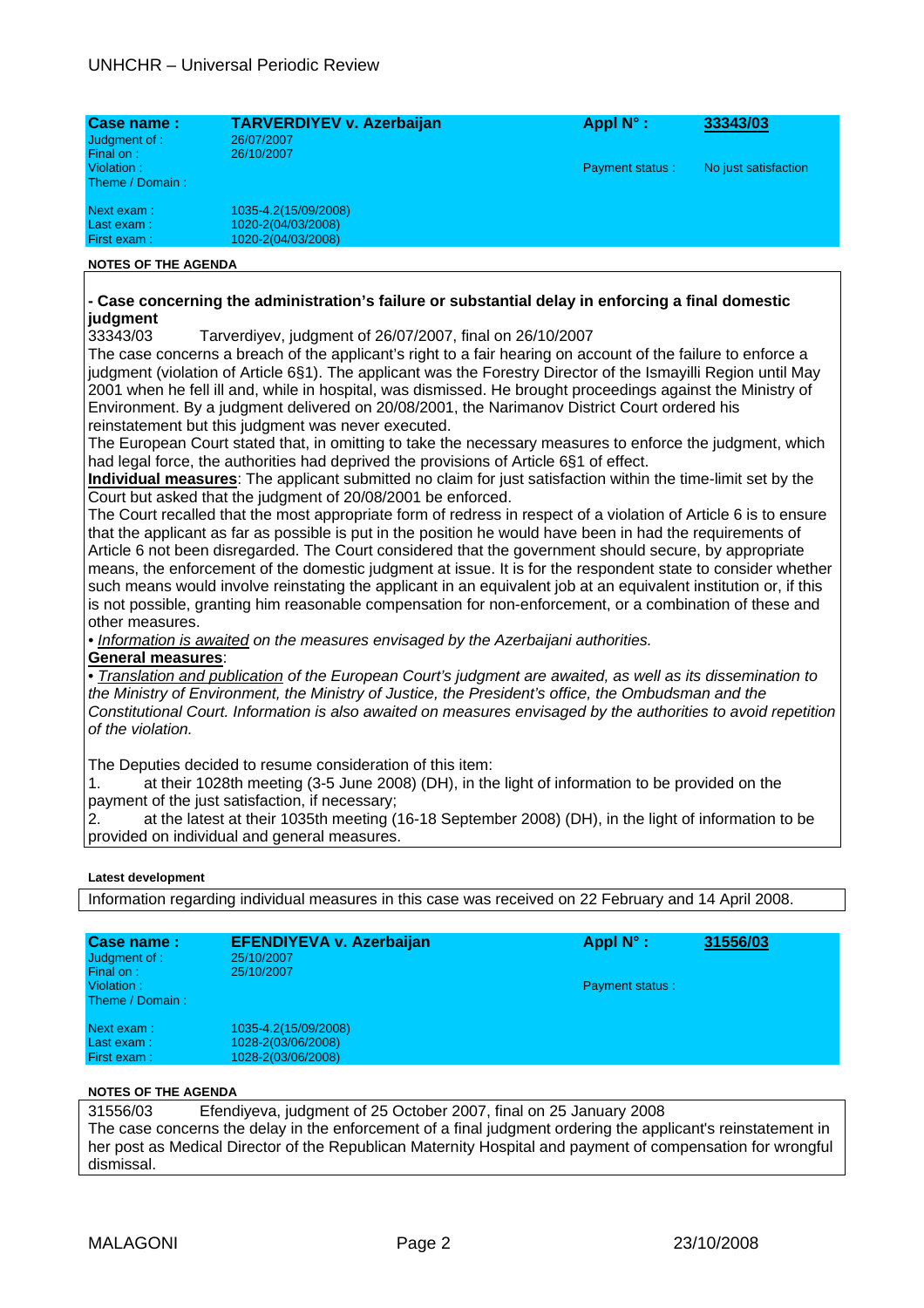| **Case name :** | **TARVERDIYEV v. Azerbaijan** | **Appl N° :** | **33343/03** |
|---|---|---|---|
| Judgment of : | 26/07/2007 | | |
| Final on : | 26/10/2007 | | |
| Violation : | | Payment status : | No just satisfaction |
| Theme / Domain : | | | |
| Next exam : | 1035-4.2(15/09/2008) | | |
| Last exam : | 1020-2(04/03/2008) | | |
| First exam : | 1020-2(04/03/2008) | | |

**NOTES OF THE AGENDA**

**- Case concerning the administration's failure or substantial delay in enforcing a final domestic judgment**

33343/03 Tarverdiyev, judgment of 26/07/2007, final on 26/10/2007

The case concerns a breach of the applicant's right to a fair hearing on account of the failure to enforce a judgment (violation of Article 6§1). The applicant was the Forestry Director of the Ismayilli Region until May 2001 when he fell ill and, while in hospital, was dismissed. He brought proceedings against the Ministry of Environment. By a judgment delivered on 20/08/2001, the Narimanov District Court ordered his reinstatement but this judgment was never executed.

The European Court stated that, in omitting to take the necessary measures to enforce the judgment, which had legal force, the authorities had deprived the provisions of Article 6§1 of effect.

**Individual measures**: The applicant submitted no claim for just satisfaction within the time-limit set by the Court but asked that the judgment of 20/08/2001 be enforced.

The Court recalled that the most appropriate form of redress in respect of a violation of Article 6 is to ensure that the applicant as far as possible is put in the position he would have been in had the requirements of Article 6 not been disregarded. The Court considered that the government should secure, by appropriate means, the enforcement of the domestic judgment at issue. It is for the respondent state to consider whether such means would involve reinstating the applicant in an equivalent job at an equivalent institution or, if this is not possible, granting him reasonable compensation for non-enforcement, or a combination of these and other measures.

• *Information is awaited on the measures envisaged by the Azerbaijani authorities.*

**General measures**:

• *Translation and publication of the European Court's judgment are awaited, as well as its dissemination to the Ministry of Environment, the Ministry of Justice, the President's office, the Ombudsman and the Constitutional Court. Information is also awaited on measures envisaged by the authorities to avoid repetition of the violation.*

The Deputies decided to resume consideration of this item:

1. at their 1028th meeting (3-5 June 2008) (DH), in the light of information to be provided on the payment of the just satisfaction, if necessary;
2. at the latest at their 1035th meeting (16-18 September 2008) (DH), in the light of information to be provided on individual and general measures.

**Latest development**

Information regarding individual measures in this case was received on 22 February and 14 April 2008.

| **Case name :** | **EFENDIYEVA v. Azerbaijan** | **Appl N° :** | **31556/03** |
|---|---|---|---|
| Judgment of : | 25/10/2007 | | |
| Final on : | 25/10/2007 | | |
| Violation : | | Payment status : | |
| Theme / Domain : | | | |
| Next exam : | 1035-4.2(15/09/2008) | | |
| Last exam : | 1028-2(03/06/2008) | | |
| First exam : | 1028-2(03/06/2008) | | |

**NOTES OF THE AGENDA**

31556/03 Efendiyeva, judgment of 25 October 2007, final on 25 January 2008

The case concerns the delay in the enforcement of a final judgment ordering the applicant's reinstatement in her post as Medical Director of the Republican Maternity Hospital and payment of compensation for wrongful dismissal.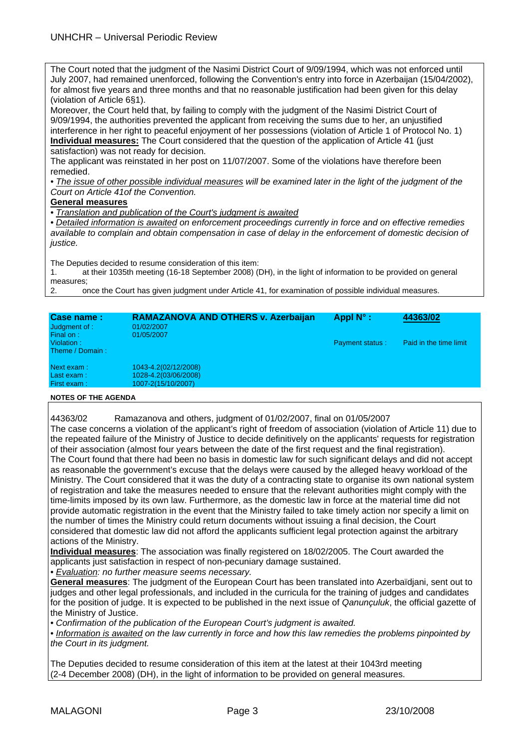The Court noted that the judgment of the Nasimi District Court of 9/09/1994, which was not enforced until July 2007, had remained unenforced, following the Convention's entry into force in Azerbaijan (15/04/2002), for almost five years and three months and that no reasonable justification had been given for this delay (violation of Article 6§1).

Moreover, the Court held that, by failing to comply with the judgment of the Nasimi District Court of 9/09/1994, the authorities prevented the applicant from receiving the sums due to her, an unjustified interference in her right to peaceful enjoyment of her possessions (violation of Article 1 of Protocol No. 1)

**Individual measures:** The Court considered that the question of the application of Article 41 (just satisfaction) was not ready for decision.

The applicant was reinstated in her post on 11/07/2007. Some of the violations have therefore been remedied.

• *The issue of other possible individual measures will be examined later in the light of the judgment of the Court on Article 41of the Convention.*

**General measures**

• *Translation and publication of the Court's judgment is awaited*

• *Detailed information is awaited on enforcement proceedings currently in force and on effective remedies available to complain and obtain compensation in case of delay in the enforcement of domestic decision of justice.*

The Deputies decided to resume consideration of this item:

1. at their 1035th meeting (16-18 September 2008) (DH), in the light of information to be provided on general measures;
2. once the Court has given judgment under Article 41, for examination of possible individual measures.

| **Case name :** | **RAMAZANOVA AND OTHERS v. Azerbaijan** | **Appl N° :** | **44363/02** |
|---|---|---|---|
| Judgment of : | 01/02/2007 | | |
| Final on : | 01/05/2007 | | |
| Violation : | | Payment status : | Paid in the time limit |
| Theme / Domain : | | | |
| Next exam : | 1043-4.2(02/12/2008) | | |
| Last exam : | 1028-4.2(03/06/2008) | | |
| First exam : | 1007-2(15/10/2007) | | |

**NOTES OF THE AGENDA**

44363/02 Ramazanova and others, judgment of 01/02/2007, final on 01/05/2007

The case concerns a violation of the applicant's right of freedom of association (violation of Article 11) due to the repeated failure of the Ministry of Justice to decide definitively on the applicants' requests for registration of their association (almost four years between the date of the first request and the final registration).

The Court found that there had been no basis in domestic law for such significant delays and did not accept as reasonable the government's excuse that the delays were caused by the alleged heavy workload of the Ministry. The Court considered that it was the duty of a contracting state to organise its own national system of registration and take the measures needed to ensure that the relevant authorities might comply with the time-limits imposed by its own law. Furthermore, as the domestic law in force at the material time did not provide automatic registration in the event that the Ministry failed to take timely action nor specify a limit on the number of times the Ministry could return documents without issuing a final decision, the Court considered that domestic law did not afford the applicants sufficient legal protection against the arbitrary actions of the Ministry.

**Individual measures**: The association was finally registered on 18/02/2005. The Court awarded the applicants just satisfaction in respect of non-pecuniary damage sustained.

• *Evaluation: no further measure seems necessary.*

**General measures**: The judgment of the European Court has been translated into Azerbaïdjani, sent out to judges and other legal professionals, and included in the curricula for the training of judges and candidates for the position of judge. It is expected to be published in the next issue of *Qanunçuluk*, the official gazette of the Ministry of Justice.

• *Confirmation of the publication of the European Court's judgment is awaited.*

• *Information is awaited on the law currently in force and how this law remedies the problems pinpointed by the Court in its judgment.*

The Deputies decided to resume consideration of this item at the latest at their 1043rd meeting (2-4 December 2008) (DH), in the light of information to be provided on general measures.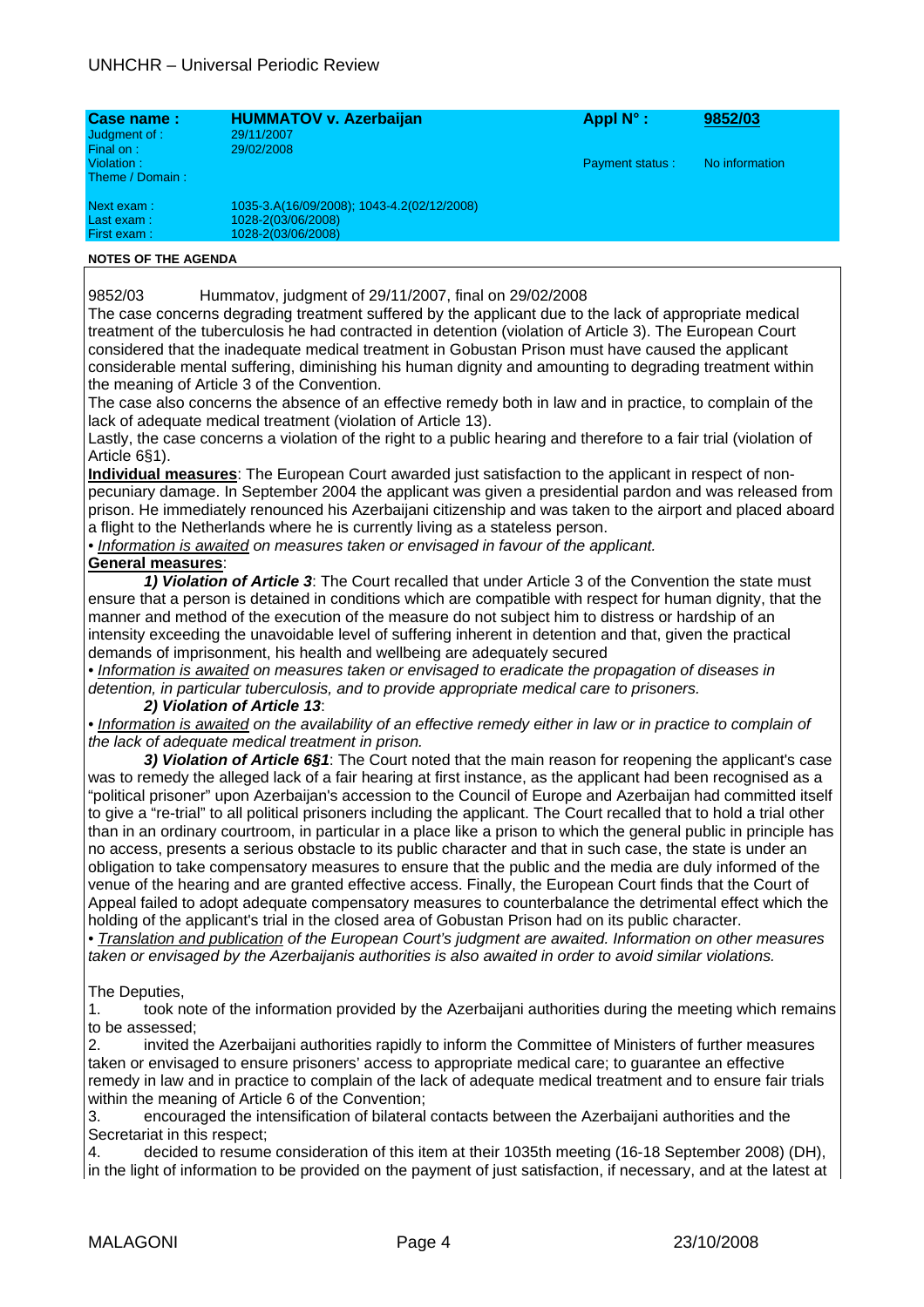| Case name : | HUMMATOV v. Azerbaijan | Appl N° : | 9852/03 |
|---|---|---|---|
| Judgment of : | 29/11/2007 | | |
| Final on : | 29/02/2008 | | |
| Violation : | | Payment status : | No information |
| Theme / Domain : | | | |
| Next exam : | 1035-3.A(16/09/2008); 1043-4.2(02/12/2008) | | |
| Last exam : | 1028-2(03/06/2008) | | |
| First exam : | 1028-2(03/06/2008) | | |

**NOTES OF THE AGENDA**

9852/03 Hummatov, judgment of 29/11/2007, final on 29/02/2008

The case concerns degrading treatment suffered by the applicant due to the lack of appropriate medical treatment of the tuberculosis he had contracted in detention (violation of Article 3). The European Court considered that the inadequate medical treatment in Gobustan Prison must have caused the applicant considerable mental suffering, diminishing his human dignity and amounting to degrading treatment within the meaning of Article 3 of the Convention.

The case also concerns the absence of an effective remedy both in law and in practice, to complain of the lack of adequate medical treatment (violation of Article 13).

Lastly, the case concerns a violation of the right to a public hearing and therefore to a fair trial (violation of Article 6§1).

**Individual measures**: The European Court awarded just satisfaction to the applicant in respect of non-pecuniary damage. In September 2004 the applicant was given a presidential pardon and was released from prison. He immediately renounced his Azerbaijani citizenship and was taken to the airport and placed aboard a flight to the Netherlands where he is currently living as a stateless person.

• *Information is awaited on measures taken or envisaged in favour of the applicant.*

**General measures**:

***1) Violation of Article 3***: The Court recalled that under Article 3 of the Convention the state must ensure that a person is detained in conditions which are compatible with respect for human dignity, that the manner and method of the execution of the measure do not subject him to distress or hardship of an intensity exceeding the unavoidable level of suffering inherent in detention and that, given the practical demands of imprisonment, his health and wellbeing are adequately secured

• *Information is awaited on measures taken or envisaged to eradicate the propagation of diseases in detention, in particular tuberculosis, and to provide appropriate medical care to prisoners.*

***2) Violation of Article 13***:

• *Information is awaited on the availability of an effective remedy either in law or in practice to complain of the lack of adequate medical treatment in prison.*

***3) Violation of Article 6§1***: The Court noted that the main reason for reopening the applicant's case was to remedy the alleged lack of a fair hearing at first instance, as the applicant had been recognised as a "political prisoner" upon Azerbaijan's accession to the Council of Europe and Azerbaijan had committed itself to give a "re-trial" to all political prisoners including the applicant. The Court recalled that to hold a trial other than in an ordinary courtroom, in particular in a place like a prison to which the general public in principle has no access, presents a serious obstacle to its public character and that in such case, the state is under an obligation to take compensatory measures to ensure that the public and the media are duly informed of the venue of the hearing and are granted effective access. Finally, the European Court finds that the Court of Appeal failed to adopt adequate compensatory measures to counterbalance the detrimental effect which the holding of the applicant's trial in the closed area of Gobustan Prison had on its public character.

• *Translation and publication of the European Court's judgment are awaited. Information on other measures taken or envisaged by the Azerbaijanis authorities is also awaited in order to avoid similar violations.*

The Deputies,

1. took note of the information provided by the Azerbaijani authorities during the meeting which remains to be assessed;
2. invited the Azerbaijani authorities rapidly to inform the Committee of Ministers of further measures taken or envisaged to ensure prisoners' access to appropriate medical care; to guarantee an effective remedy in law and in practice to complain of the lack of adequate medical treatment and to ensure fair trials within the meaning of Article 6 of the Convention;
3. encouraged the intensification of bilateral contacts between the Azerbaijani authorities and the Secretariat in this respect;
4. decided to resume consideration of this item at their 1035th meeting (16-18 September 2008) (DH), in the light of information to be provided on the payment of just satisfaction, if necessary, and at the latest at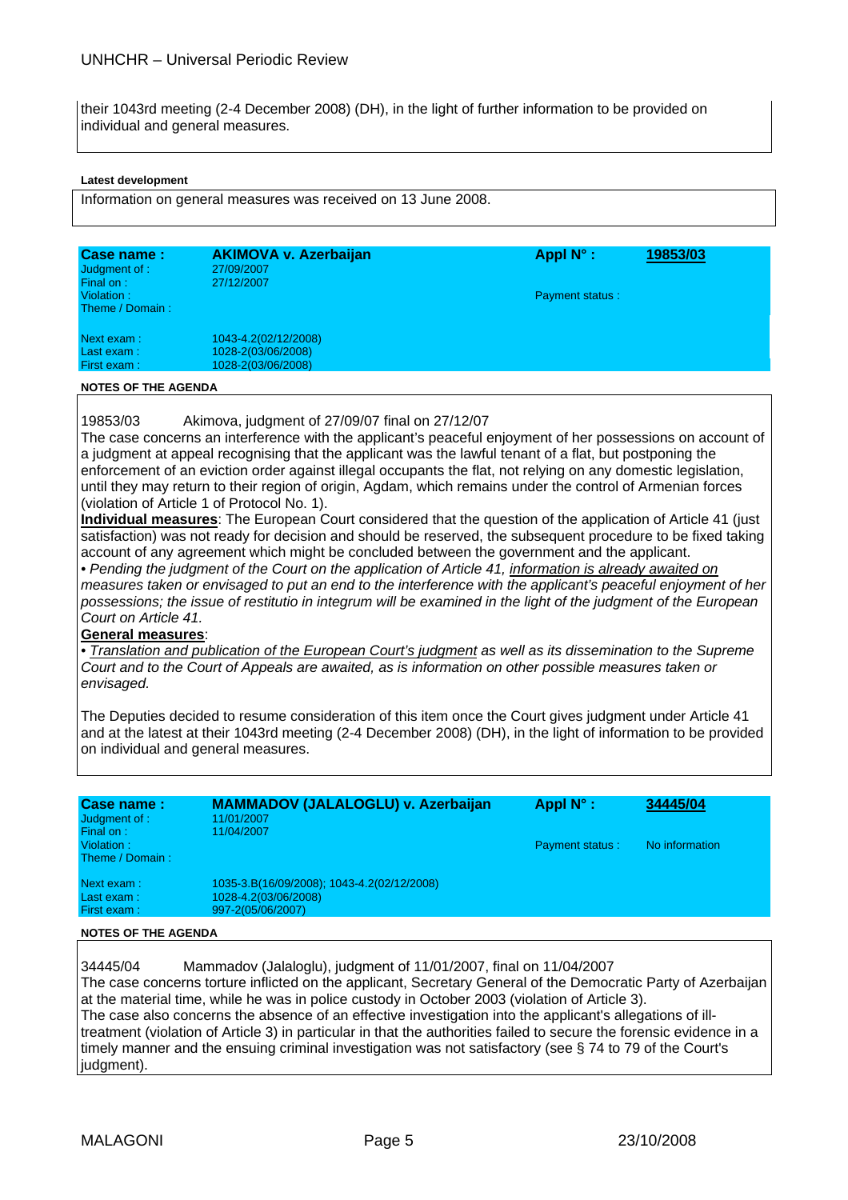their 1043rd meeting (2-4 December 2008) (DH), in the light of further information to be provided on individual and general measures.

**Latest development**

Information on general measures was received on 13 June 2008.

| **Case name :** | **AKIMOVA v. Azerbaijan** | **Appl N° :** | **19853/03** |
|---|---|---|---|
| Judgment of : | 27/09/2007 | | |
| Final on : | 27/12/2007 | | |
| Violation : | | Payment status : | |
| Theme / Domain : | | | |
| Next exam : | 1043-4.2(02/12/2008) | | |
| Last exam : | 1028-2(03/06/2008) | | |
| First exam : | 1028-2(03/06/2008) | | |

**NOTES OF THE AGENDA**

19853/03 Akimova, judgment of 27/09/07 final on 27/12/07

The case concerns an interference with the applicant's peaceful enjoyment of her possessions on account of a judgment at appeal recognising that the applicant was the lawful tenant of a flat, but postponing the enforcement of an eviction order against illegal occupants the flat, not relying on any domestic legislation, until they may return to their region of origin, Agdam, which remains under the control of Armenian forces (violation of Article 1 of Protocol No. 1).

**Individual measures**: The European Court considered that the question of the application of Article 41 (just satisfaction) was not ready for decision and should be reserved, the subsequent procedure to be fixed taking account of any agreement which might be concluded between the government and the applicant.

• *Pending the judgment of the Court on the application of Article 41, information is already awaited on measures taken or envisaged to put an end to the interference with the applicant's peaceful enjoyment of her possessions; the issue of restitutio in integrum will be examined in the light of the judgment of the European Court on Article 41.*

**General measures**:

• *Translation and publication of the European Court's judgment as well as its dissemination to the Supreme Court and to the Court of Appeals are awaited, as is information on other possible measures taken or envisaged.*

The Deputies decided to resume consideration of this item once the Court gives judgment under Article 41 and at the latest at their 1043rd meeting (2-4 December 2008) (DH), in the light of information to be provided on individual and general measures.

| **Case name :** | **MAMMADOV (JALALOGLU) v. Azerbaijan** | **Appl N° :** | **34445/04** |
|---|---|---|---|
| Judgment of : | 11/01/2007 | | |
| Final on : | 11/04/2007 | | |
| Violation : | | Payment status : | No information |
| Theme / Domain : | | | |
| Next exam : | 1035-3.B(16/09/2008); 1043-4.2(02/12/2008) | | |
| Last exam : | 1028-4.2(03/06/2008) | | |
| First exam : | 997-2(05/06/2007) | | |

**NOTES OF THE AGENDA**

34445/04 Mammadov (Jalaloglu), judgment of 11/01/2007, final on 11/04/2007

The case concerns torture inflicted on the applicant, Secretary General of the Democratic Party of Azerbaijan at the material time, while he was in police custody in October 2003 (violation of Article 3).

The case also concerns the absence of an effective investigation into the applicant's allegations of ill-treatment (violation of Article 3) in particular in that the authorities failed to secure the forensic evidence in a timely manner and the ensuing criminal investigation was not satisfactory (see § 74 to 79 of the Court's judgment).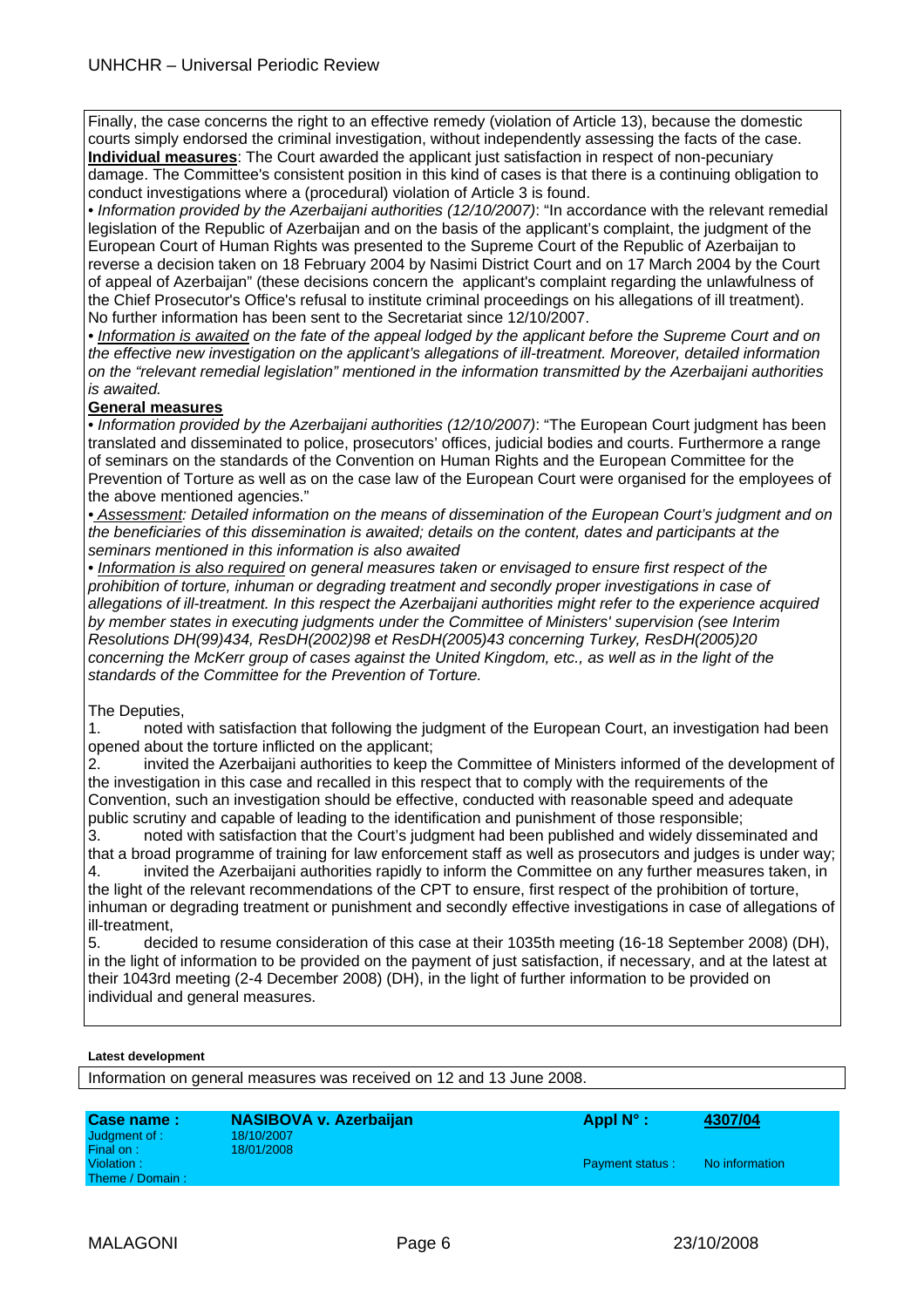Finally, the case concerns the right to an effective remedy (violation of Article 13), because the domestic courts simply endorsed the criminal investigation, without independently assessing the facts of the case.

**Individual measures**: The Court awarded the applicant just satisfaction in respect of non-pecuniary damage. The Committee's consistent position in this kind of cases is that there is a continuing obligation to conduct investigations where a (procedural) violation of Article 3 is found.

• *Information provided by the Azerbaijani authorities (12/10/2007)*: "In accordance with the relevant remedial legislation of the Republic of Azerbaijan and on the basis of the applicant's complaint, the judgment of the European Court of Human Rights was presented to the Supreme Court of the Republic of Azerbaijan to reverse a decision taken on 18 February 2004 by Nasimi District Court and on 17 March 2004 by the Court of appeal of Azerbaijan" (these decisions concern the applicant's complaint regarding the unlawfulness of the Chief Prosecutor's Office's refusal to institute criminal proceedings on his allegations of ill treatment). No further information has been sent to the Secretariat since 12/10/2007.

• *Information is awaited on the fate of the appeal lodged by the applicant before the Supreme Court and on the effective new investigation on the applicant's allegations of ill-treatment. Moreover, detailed information on the "relevant remedial legislation" mentioned in the information transmitted by the Azerbaijani authorities is awaited.*

**General measures**

• *Information provided by the Azerbaijani authorities (12/10/2007)*: "The European Court judgment has been translated and disseminated to police, prosecutors' offices, judicial bodies and courts. Furthermore a range of seminars on the standards of the Convention on Human Rights and the European Committee for the Prevention of Torture as well as on the case law of the European Court were organised for the employees of the above mentioned agencies."

• *Assessment: Detailed information on the means of dissemination of the European Court's judgment and on the beneficiaries of this dissemination is awaited; details on the content, dates and participants at the seminars mentioned in this information is also awaited*

• *Information is also required on general measures taken or envisaged to ensure first respect of the prohibition of torture, inhuman or degrading treatment and secondly proper investigations in case of allegations of ill-treatment. In this respect the Azerbaijani authorities might refer to the experience acquired by member states in executing judgments under the Committee of Ministers' supervision (see Interim Resolutions DH(99)434, ResDH(2002)98 et ResDH(2005)43 concerning Turkey, ResDH(2005)20 concerning the McKerr group of cases against the United Kingdom, etc., as well as in the light of the standards of the Committee for the Prevention of Torture.*

The Deputies,

1. noted with satisfaction that following the judgment of the European Court, an investigation had been opened about the torture inflicted on the applicant;
2. invited the Azerbaijani authorities to keep the Committee of Ministers informed of the development of the investigation in this case and recalled in this respect that to comply with the requirements of the Convention, such an investigation should be effective, conducted with reasonable speed and adequate public scrutiny and capable of leading to the identification and punishment of those responsible;
3. noted with satisfaction that the Court's judgment had been published and widely disseminated and that a broad programme of training for law enforcement staff as well as prosecutors and judges is under way;
4. invited the Azerbaijani authorities rapidly to inform the Committee on any further measures taken, in the light of the relevant recommendations of the CPT to ensure, first respect of the prohibition of torture, inhuman or degrading treatment or punishment and secondly effective investigations in case of allegations of ill-treatment,
5. decided to resume consideration of this case at their 1035th meeting (16-18 September 2008) (DH), in the light of information to be provided on the payment of just satisfaction, if necessary, and at the latest at their 1043rd meeting (2-4 December 2008) (DH), in the light of further information to be provided on individual and general measures.

**Latest development**

Information on general measures was received on 12 and 13 June 2008.

| **Case name :** | **NASIBOVA v. Azerbaijan** | **Appl N° :** | **4307/04** |
|---|---|---|---|
| Judgment of : | 18/10/2007 | | |
| Final on : | 18/01/2008 | | |
| Violation : | | Payment status : | No information |
| Theme / Domain : | | | |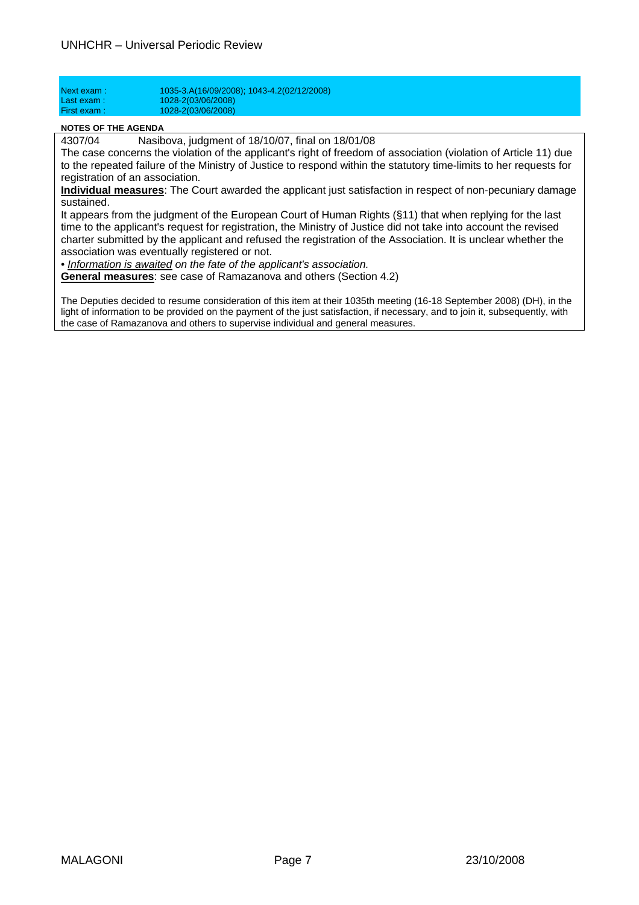| | |
|---|---|
| Next exam : | 1035-3.A(16/09/2008); 1043-4.2(02/12/2008) |
| Last exam : | 1028-2(03/06/2008) |
| First exam : | 1028-2(03/06/2008) |

**NOTES OF THE AGENDA**

4307/04 Nasibova, judgment of 18/10/07, final on 18/01/08

The case concerns the violation of the applicant's right of freedom of association (violation of Article 11) due to the repeated failure of the Ministry of Justice to respond within the statutory time-limits to her requests for registration of an association.

**Individual measures**: The Court awarded the applicant just satisfaction in respect of non-pecuniary damage sustained.

It appears from the judgment of the European Court of Human Rights (§11) that when replying for the last time to the applicant's request for registration, the Ministry of Justice did not take into account the revised charter submitted by the applicant and refused the registration of the Association. It is unclear whether the association was eventually registered or not.

• *Information is awaited on the fate of the applicant's association.*

**General measures**: see case of Ramazanova and others (Section 4.2)

The Deputies decided to resume consideration of this item at their 1035th meeting (16-18 September 2008) (DH), in the light of information to be provided on the payment of the just satisfaction, if necessary, and to join it, subsequently, with the case of Ramazanova and others to supervise individual and general measures.